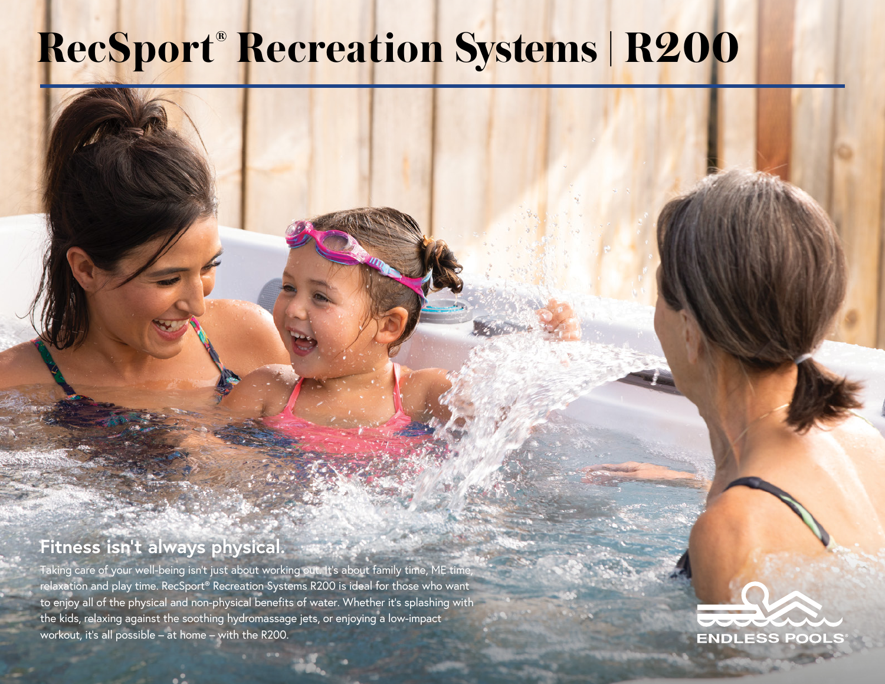# RecSport® Recreation Systems | R200

## Fitness isn't always physical.

Taking care of your well-being isn't just about working out. It's about family time, ME time, relaxation and play time. RecSport® Recreation Systems R200 is ideal for those who want to enjoy all of the physical and non-physical benefits of water. Whether it's splashing with the kids, relaxing against the soothing hydromassage jets, or enjoying a low-impact workout, it's all possible – at home – with the R200.

ENDLESS POOLS®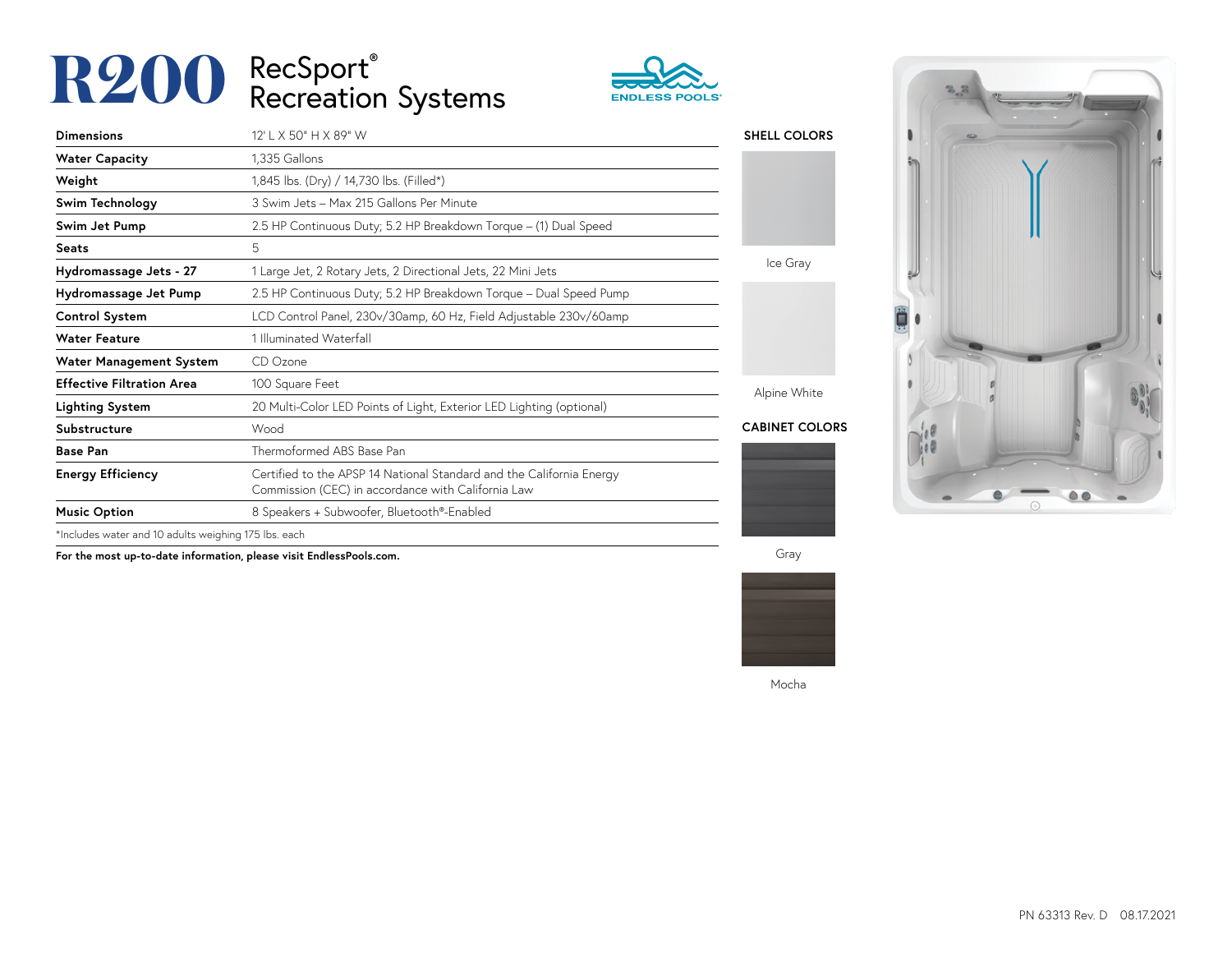# R200 RecSport® Recreation Systems

ENDLESS POOLS®

| | |
|---|---|
| **Dimensions** | 12' L X 50" H X 89" W |
| **Water Capacity** | 1,335 Gallons |
| **Weight** | 1,845 lbs. (Dry) / 14,730 lbs. (Filled*) |
| **Swim Technology** | 3 Swim Jets – Max 215 Gallons Per Minute |
| **Swim Jet Pump** | 2.5 HP Continuous Duty; 5.2 HP Breakdown Torque – (1) Dual Speed |
| **Seats** | 5 |
| **Hydromassage Jets - 27** | 1 Large Jet, 2 Rotary Jets, 2 Directional Jets, 22 Mini Jets |
| **Hydromassage Jet Pump** | 2.5 HP Continuous Duty; 5.2 HP Breakdown Torque – Dual Speed Pump |
| **Control System** | LCD Control Panel, 230v/30amp, 60 Hz, Field Adjustable 230v/60amp |
| **Water Feature** | 1 Illuminated Waterfall |
| **Water Management System** | CD Ozone |
| **Effective Filtration Area** | 100 Square Feet |
| **Lighting System** | 20 Multi-Color LED Points of Light, Exterior LED Lighting (optional) |
| **Substructure** | Wood |
| **Base Pan** | Thermoformed ABS Base Pan |
| **Energy Efficiency** | Certified to the APSP 14 National Standard and the California Energy Commission (CEC) in accordance with California Law |
| **Music Option** | 8 Speakers + Subwoofer, Bluetooth®-Enabled |

*Includes water and 10 adults weighing 175 lbs. each

**For the most up-to-date information, please visit EndlessPools.com.**

**SHELL COLORS**

Ice Gray

Alpine White

**CABINET COLORS**

Gray

Mocha

PN 63313 Rev. D 08.17.2021